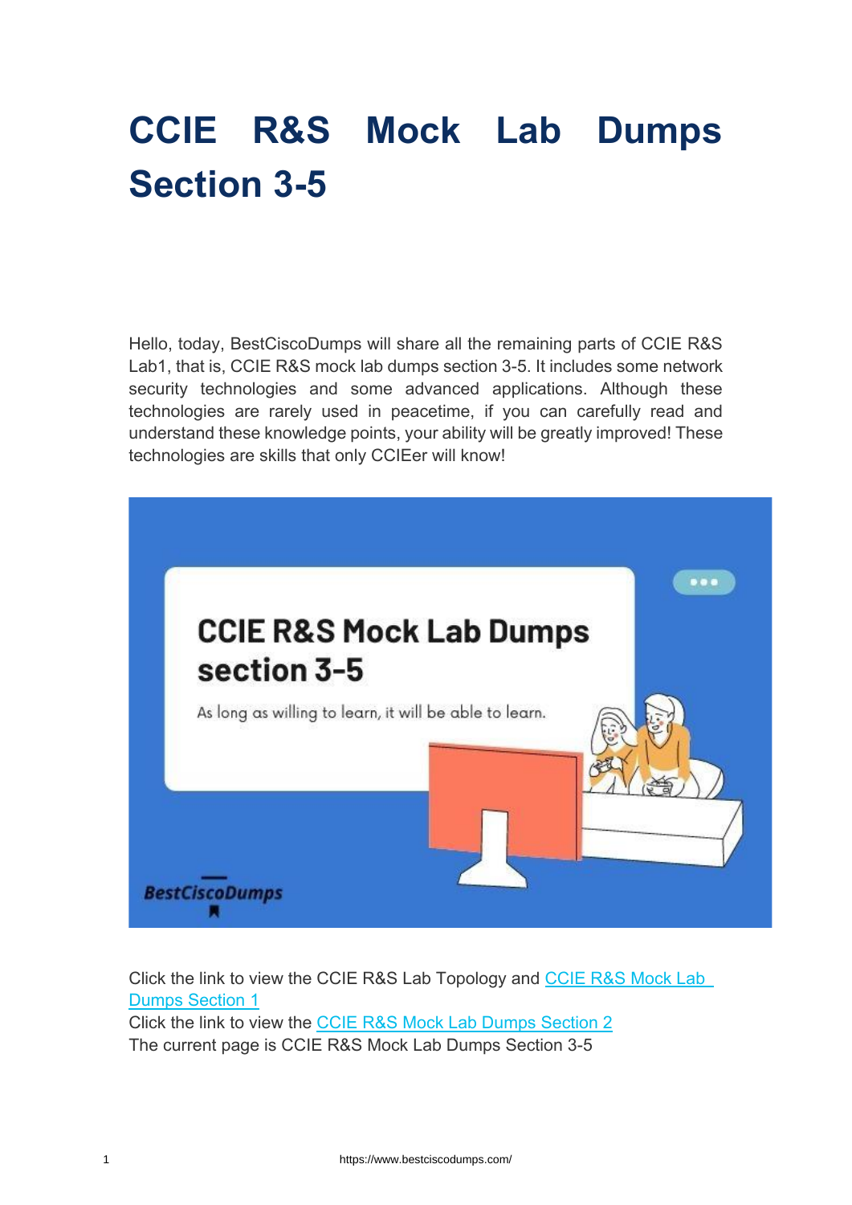# CCIE R&S Mock Lab Dumps Section 3-5

Hello, today, BestCiscoDumps will share all the remaining parts of CCIE R&S Lab1, that is, CCIE R&S mock lab dumps section 3-5. It includes some network security technologies and some advanced applications. Although these technologies are rarely used in peacetime, if you can carefully read and understand these knowledge points, your ability will be greatly improved! These technologies are skills that only CCIEer will know!

Click the link to view the CCIE R&S Lab Topology and [CCIE R&S Mock Lab Dumps Section 1]()
Click the link to view the [CCIE R&S Mock Lab Dumps Section 2]()
The current page is CCIE R&S Mock Lab Dumps Section 3-5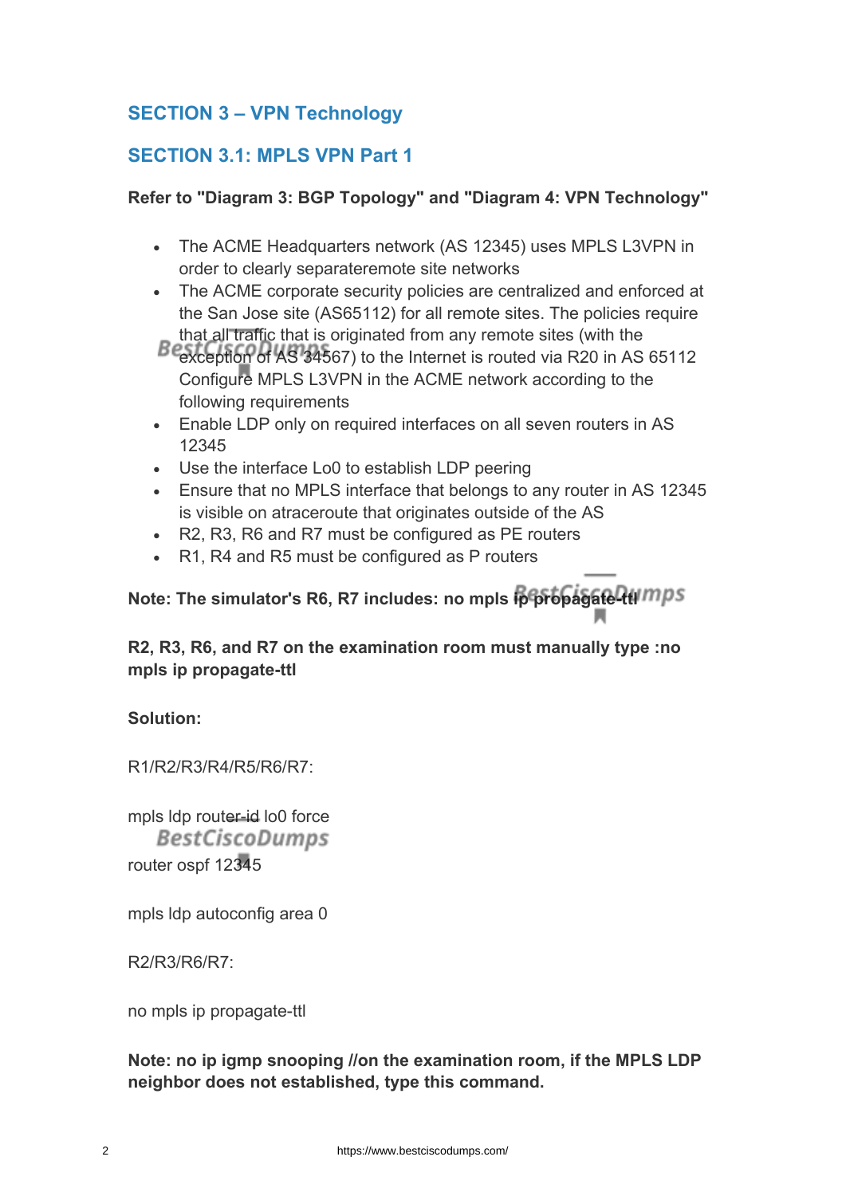## SECTION 3 – VPN Technology

### SECTION 3.1: MPLS VPN Part 1

**Refer to "Diagram 3: BGP Topology" and "Diagram 4: VPN Technology"**

- The ACME Headquarters network (AS 12345) uses MPLS L3VPN in order to clearly separateremote site networks
- The ACME corporate security policies are centralized and enforced at the San Jose site (AS65112) for all remote sites. The policies require that all traffic that is originated from any remote sites (with the exception of AS 34567) to the Internet is routed via R20 in AS 65112 Configure MPLS L3VPN in the ACME network according to the following requirements
- Enable LDP only on required interfaces on all seven routers in AS 12345
- Use the interface Lo0 to establish LDP peering
- Ensure that no MPLS interface that belongs to any router in AS 12345 is visible on atraceroute that originates outside of the AS
- R2, R3, R6 and R7 must be configured as PE routers
- R1, R4 and R5 must be configured as P routers

**Note: The simulator's R6, R7 includes: no mpls ip propagate-ttl**

**R2, R3, R6, and R7 on the examination room must manually type :no mpls ip propagate-ttl**

**Solution:**

R1/R2/R3/R4/R5/R6/R7:

mpls ldp router-id lo0 force

router ospf 12345

mpls ldp autoconfig area 0

R2/R3/R6/R7:

no mpls ip propagate-ttl

**Note: no ip igmp snooping //on the examination room, if the MPLS LDP neighbor does not established, type this command.**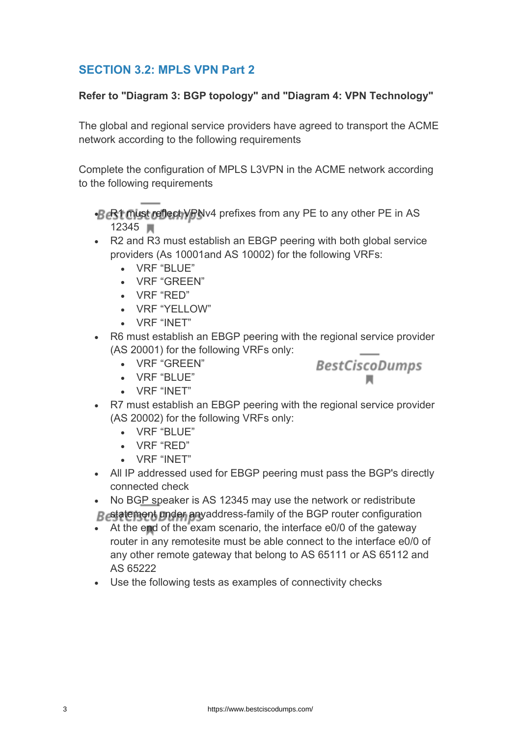## SECTION 3.2: MPLS VPN Part 2

**Refer to "Diagram 3: BGP topology" and "Diagram 4: VPN Technology"**

The global and regional service providers have agreed to transport the ACME network according to the following requirements

Complete the configuration of MPLS L3VPN in the ACME network according to the following requirements

- R1 must reflect VPNv4 prefixes from any PE to any other PE in AS 12345
- R2 and R3 must establish an EBGP peering with both global service providers (As 10001and AS 10002) for the following VRFs:
  - VRF “BLUE”
  - VRF “GREEN”
  - VRF “RED”
  - VRF “YELLOW”
  - VRF “INET”
- R6 must establish an EBGP peering with the regional service provider (AS 20001) for the following VRFs only:
  - VRF “GREEN”
  - VRF “BLUE”
  - VRF “INET”
- R7 must establish an EBGP peering with the regional service provider (AS 20002) for the following VRFs only:
  - VRF “BLUE”
  - VRF “RED”
  - VRF “INET”
- All IP addressed used for EBGP peering must pass the BGP's directly connected check
- No BGP speaker is AS 12345 may use the network or redistribute statement under anyaddress-family of the BGP router configuration
- At the end of the exam scenario, the interface e0/0 of the gateway router in any remotesite must be able connect to the interface e0/0 of any other remote gateway that belong to AS 65111 or AS 65112 and AS 65222
- Use the following tests as examples of connectivity checks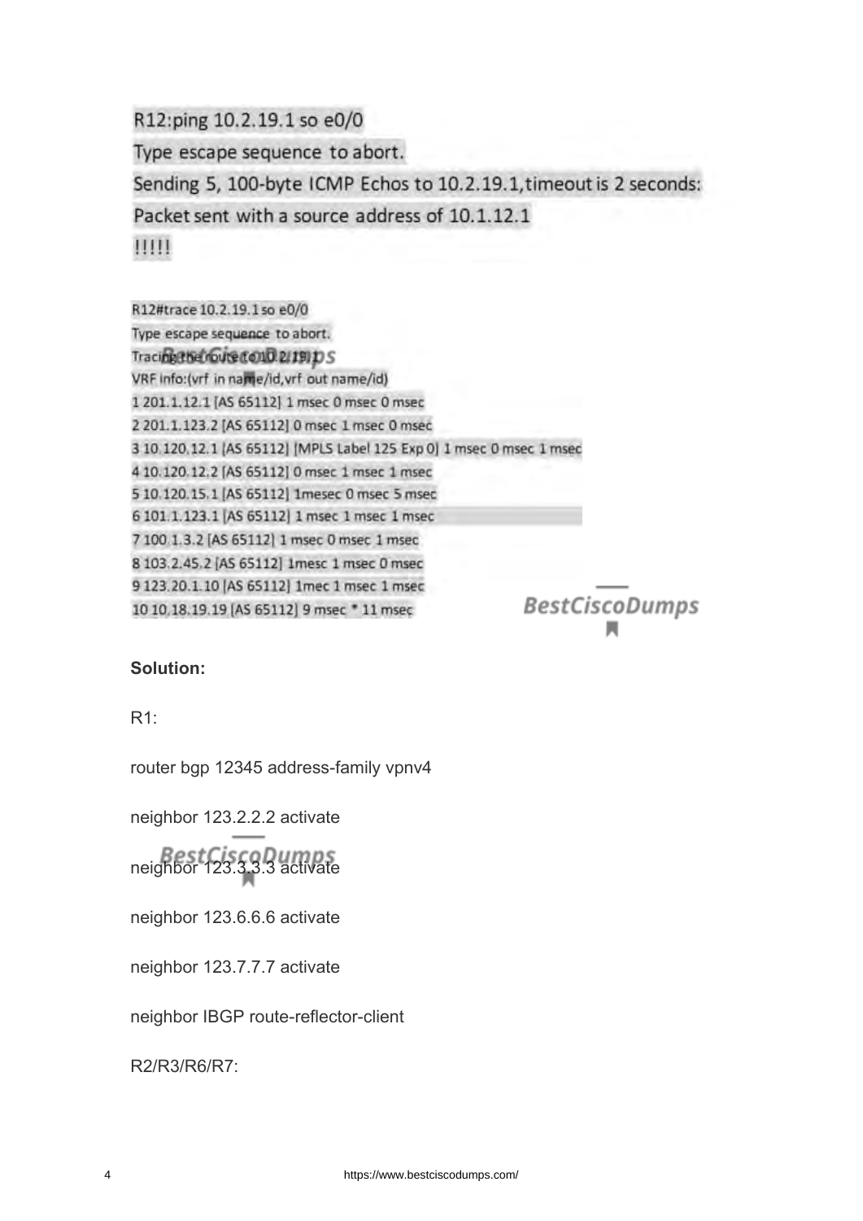```
R12:ping 10.2.19.1 so e0/0
Type escape sequence to abort.
Sending 5, 100-byte ICMP Echos to 10.2.19.1,timeout is 2 seconds:
Packet sent with a source address of 10.1.12.1
!!!!!
```

```
R12#trace 10.2.19.1 so e0/0
Type escape sequence to abort.
Tracing the route to 10.2.19.1
VRF info:(vrf in name/id,vrf out name/id)
1 201.1.12.1 [AS 65112] 1 msec 0 msec 0 msec
2 201.1.123.2 [AS 65112] 0 msec 1 msec 0 msec
3 10.120.12.1 [AS 65112] [MPLS Label 125 Exp 0] 1 msec 0 msec 1 msec
4 10.120.12.2 [AS 65112] 0 msec 1 msec 1 msec
5 10.120.15.1 [AS 65112] 1mesec 0 msec 5 msec
6 101.1.123.1 [AS 65112] 1 msec 1 msec 1 msec
7 100.1.3.2 [AS 65112] 1 msec 0 msec 1 msec
8 103.2.45.2 [AS 65112] 1mesc 1 msec 0 msec
9 123.20.1.10 [AS 65112] 1mec 1 msec 1 msec
10 10.18.19.19 [AS 65112] 9 msec * 11 msec
```

**Solution:**

R1:

router bgp 12345 address-family vpnv4

neighbor 123.2.2.2 activate

neighbor 123.3.3.3 activate

neighbor 123.6.6.6 activate

neighbor 123.7.7.7 activate

neighbor IBGP route-reflector-client

R2/R3/R6/R7: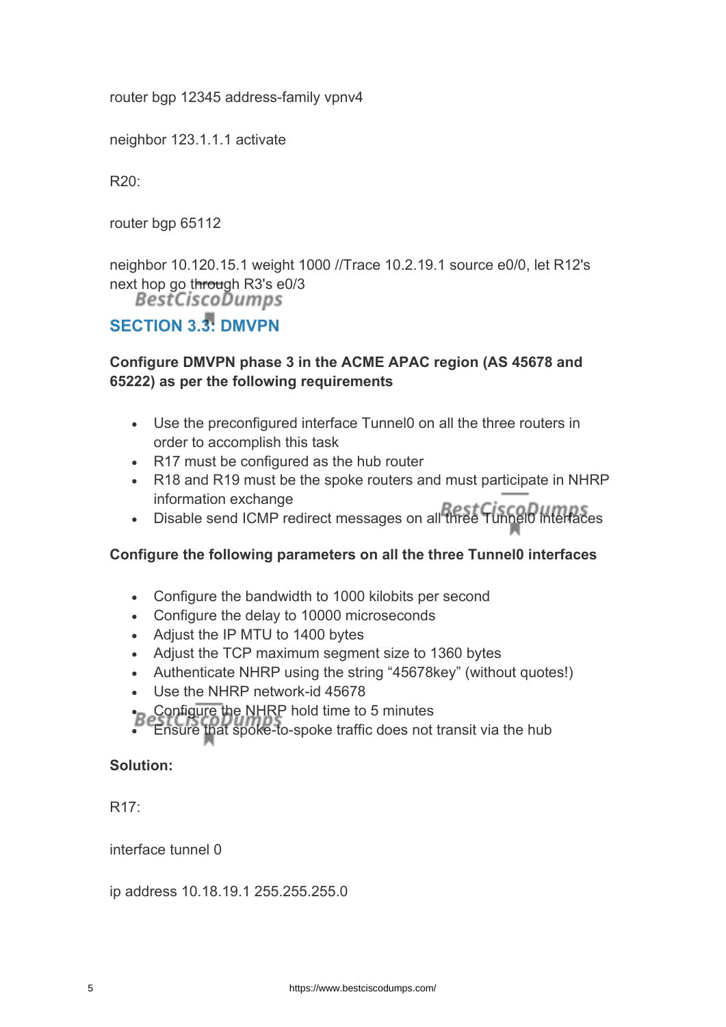router bgp 12345 address-family vpnv4

neighbor 123.1.1.1 activate

R20:

router bgp 65112

neighbor 10.120.15.1 weight 1000 //Trace 10.2.19.1 source e0/0, let R12's next hop go through R3's e0/3

## SECTION 3.3: DMVPN

**Configure DMVPN phase 3 in the ACME APAC region (AS 45678 and 65222) as per the following requirements**

- Use the preconfigured interface Tunnel0 on all the three routers in order to accomplish this task
- R17 must be configured as the hub router
- R18 and R19 must be the spoke routers and must participate in NHRP information exchange
- Disable send ICMP redirect messages on all three Tunnel0 interfaces

**Configure the following parameters on all the three Tunnel0 interfaces**

- Configure the bandwidth to 1000 kilobits per second
- Configure the delay to 10000 microseconds
- Adjust the IP MTU to 1400 bytes
- Adjust the TCP maximum segment size to 1360 bytes
- Authenticate NHRP using the string “45678key” (without quotes!)
- Use the NHRP network-id 45678
- Configure the NHRP hold time to 5 minutes
- Ensure that spoke-to-spoke traffic does not transit via the hub

**Solution:**

R17:

interface tunnel 0

ip address 10.18.19.1 255.255.255.0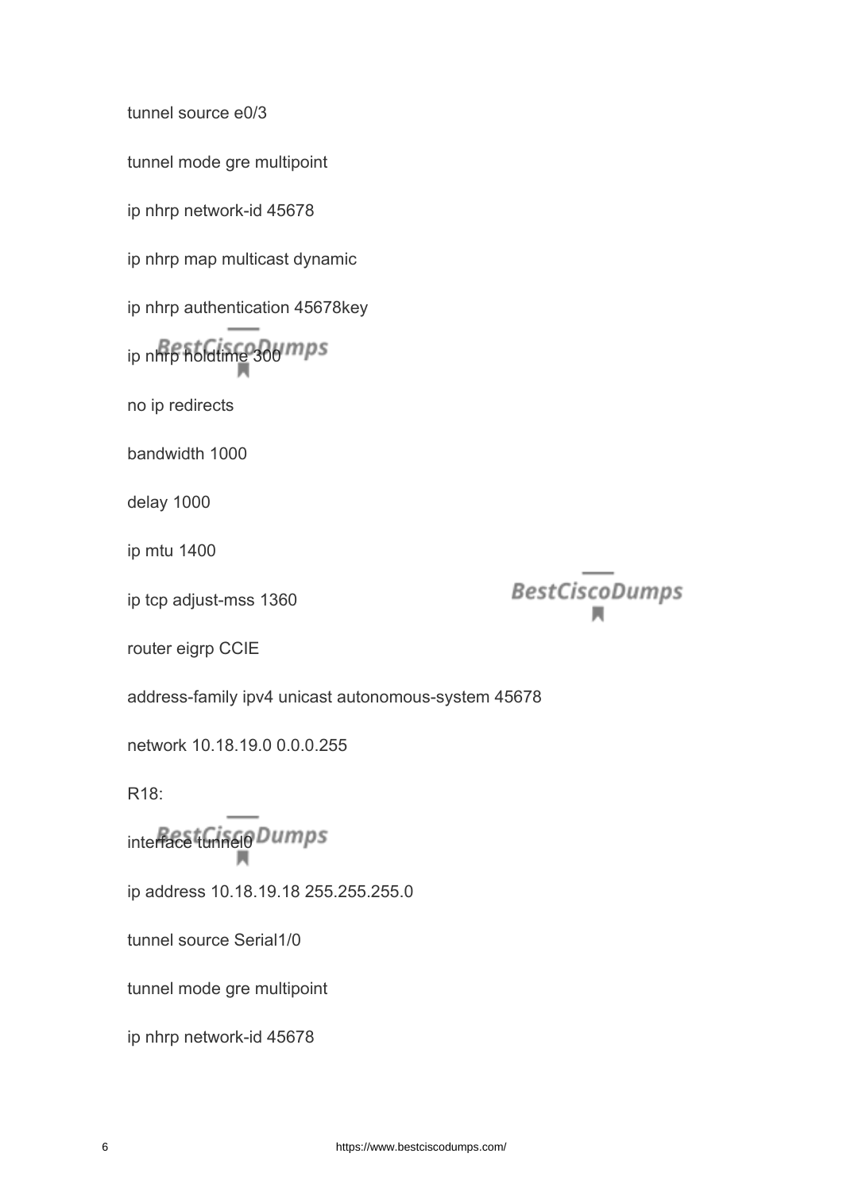tunnel source e0/3

tunnel mode gre multipoint

ip nhrp network-id 45678

ip nhrp map multicast dynamic

ip nhrp authentication 45678key

ip nhrp holdtime 300

no ip redirects

bandwidth 1000

delay 1000

ip mtu 1400

ip tcp adjust-mss 1360

router eigrp CCIE

address-family ipv4 unicast autonomous-system 45678

network 10.18.19.0 0.0.0.255

R18:

interface tunnel0

ip address 10.18.19.18 255.255.255.0

tunnel source Serial1/0

tunnel mode gre multipoint

ip nhrp network-id 45678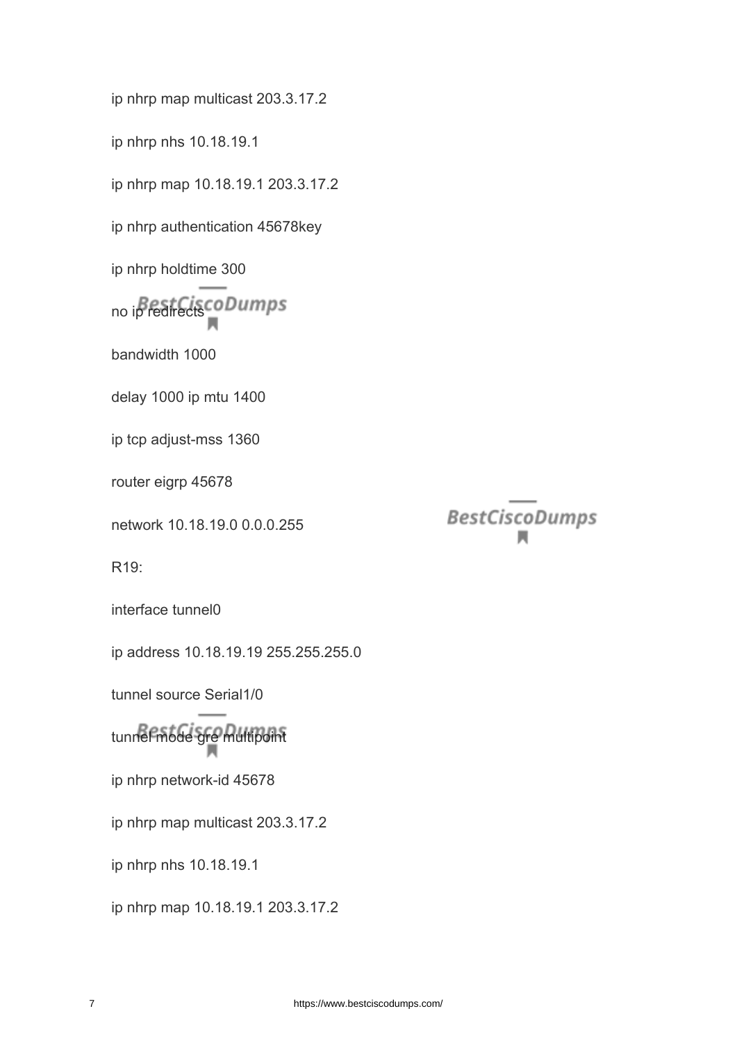ip nhrp map multicast 203.3.17.2

ip nhrp nhs 10.18.19.1

ip nhrp map 10.18.19.1 203.3.17.2

ip nhrp authentication 45678key

ip nhrp holdtime 300

no ip redirects

bandwidth 1000

delay 1000 ip mtu 1400

ip tcp adjust-mss 1360

router eigrp 45678

network 10.18.19.0 0.0.0.255

R19:

interface tunnel0

ip address 10.18.19.19 255.255.255.0

tunnel source Serial1/0

tunnel mode gre multipoint

ip nhrp network-id 45678

ip nhrp map multicast 203.3.17.2

ip nhrp nhs 10.18.19.1

ip nhrp map 10.18.19.1 203.3.17.2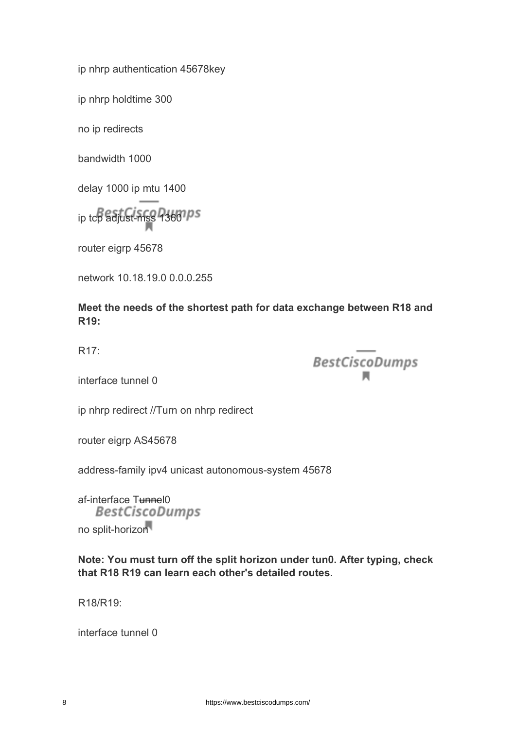ip nhrp authentication 45678key

ip nhrp holdtime 300

no ip redirects

bandwidth 1000

delay 1000 ip mtu 1400

ip tcp adjust-mss 1360

router eigrp 45678

network 10.18.19.0 0.0.0.255

**Meet the needs of the shortest path for data exchange between R18 and R19:**

R17:

interface tunnel 0

ip nhrp redirect //Turn on nhrp redirect

router eigrp AS45678

address-family ipv4 unicast autonomous-system 45678

af-interface Tunnel0

no split-horizon

**Note: You must turn off the split horizon under tun0. After typing, check that R18 R19 can learn each other's detailed routes.**

R18/R19:

interface tunnel 0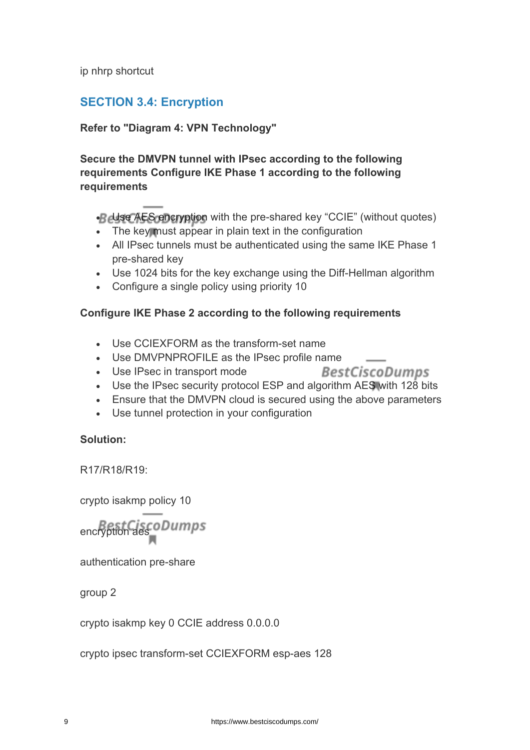ip nhrp shortcut

## SECTION 3.4: Encryption

**Refer to "Diagram 4: VPN Technology"**

**Secure the DMVPN tunnel with IPsec according to the following requirements Configure IKE Phase 1 according to the following requirements**

- Use AES encryption with the pre-shared key “CCIE” (without quotes)
- The key must appear in plain text in the configuration
- All IPsec tunnels must be authenticated using the same IKE Phase 1 pre-shared key
- Use 1024 bits for the key exchange using the Diff-Hellman algorithm
- Configure a single policy using priority 10

**Configure IKE Phase 2 according to the following requirements**

- Use CCIEXFORM as the transform-set name
- Use DMVPNPROFILE as the IPsec profile name
- Use IPsec in transport mode
- Use the IPsec security protocol ESP and algorithm AES with 128 bits
- Ensure that the DMVPN cloud is secured using the above parameters
- Use tunnel protection in your configuration

**Solution:**

R17/R18/R19:

crypto isakmp policy 10

encryption aes

authentication pre-share

group 2

crypto isakmp key 0 CCIE address 0.0.0.0

crypto ipsec transform-set CCIEXFORM esp-aes 128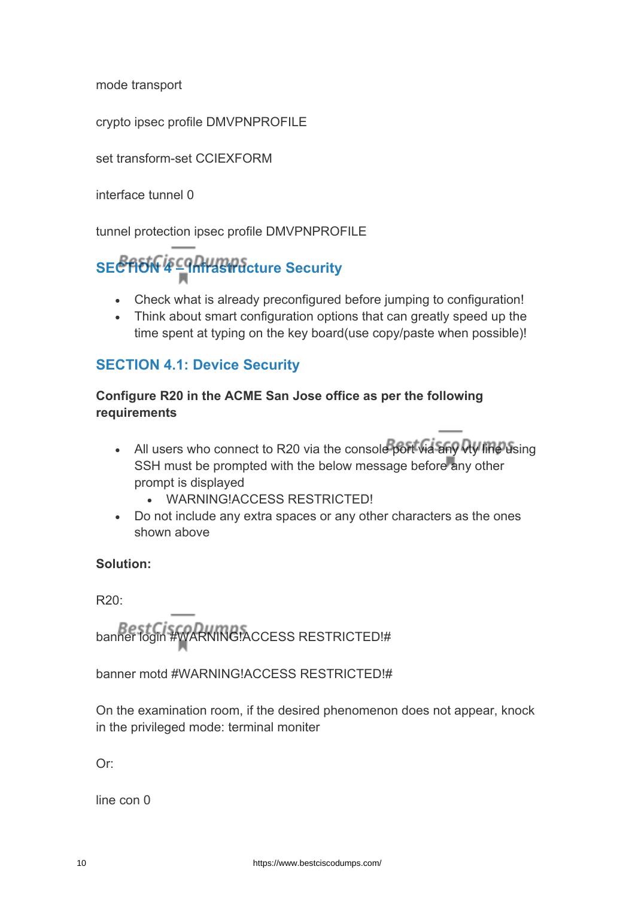mode transport

crypto ipsec profile DMVPNPROFILE

set transform-set CCIEXFORM

interface tunnel 0

tunnel protection ipsec profile DMVPNPROFILE

## SECTION 4 – Infrastructure Security

- Check what is already preconfigured before jumping to configuration!
- Think about smart configuration options that can greatly speed up the time spent at typing on the key board(use copy/paste when possible)!

### SECTION 4.1: Device Security

**Configure R20 in the ACME San Jose office as per the following requirements**

- All users who connect to R20 via the console port via any vty line using SSH must be prompted with the below message before any other prompt is displayed
  - WARNING!ACCESS RESTRICTED!
- Do not include any extra spaces or any other characters as the ones shown above

**Solution:**

R20:

banner login #WARNING!ACCESS RESTRICTED!#

banner motd #WARNING!ACCESS RESTRICTED!#

On the examination room, if the desired phenomenon does not appear, knock in the privileged mode: terminal moniter

Or:

line con 0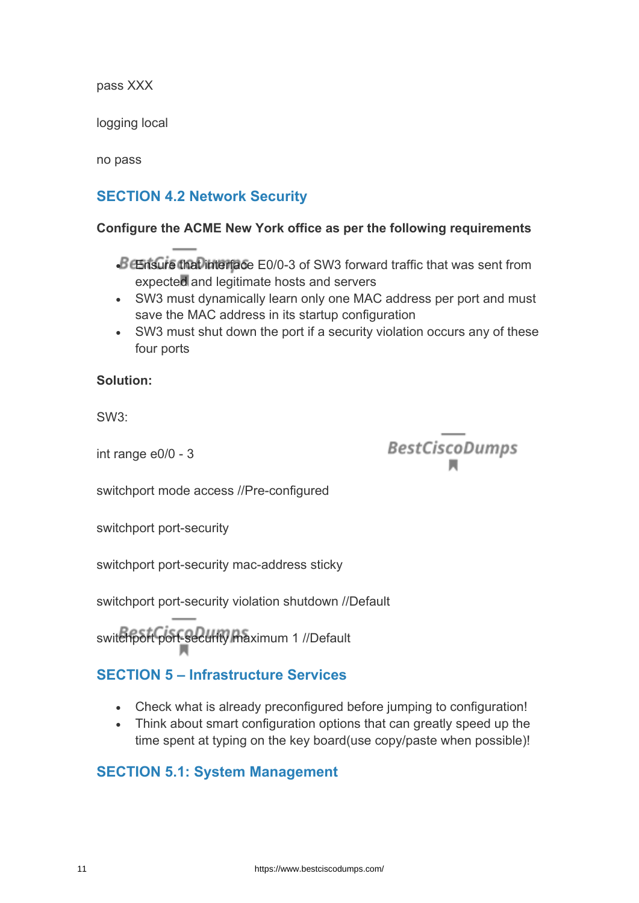pass XXX

logging local

no pass

## SECTION 4.2 Network Security

**Configure the ACME New York office as per the following requirements**

- Ensure that interface E0/0-3 of SW3 forward traffic that was sent from expected and legitimate hosts and servers
- SW3 must dynamically learn only one MAC address per port and must save the MAC address in its startup configuration
- SW3 must shut down the port if a security violation occurs any of these four ports

**Solution:**

SW3:

int range e0/0 - 3

switchport mode access //Pre-configured

switchport port-security

switchport port-security mac-address sticky

switchport port-security violation shutdown //Default

switchport port-security maximum 1 //Default

## SECTION 5 – Infrastructure Services

- Check what is already preconfigured before jumping to configuration!
- Think about smart configuration options that can greatly speed up the time spent at typing on the key board(use copy/paste when possible)!

## SECTION 5.1: System Management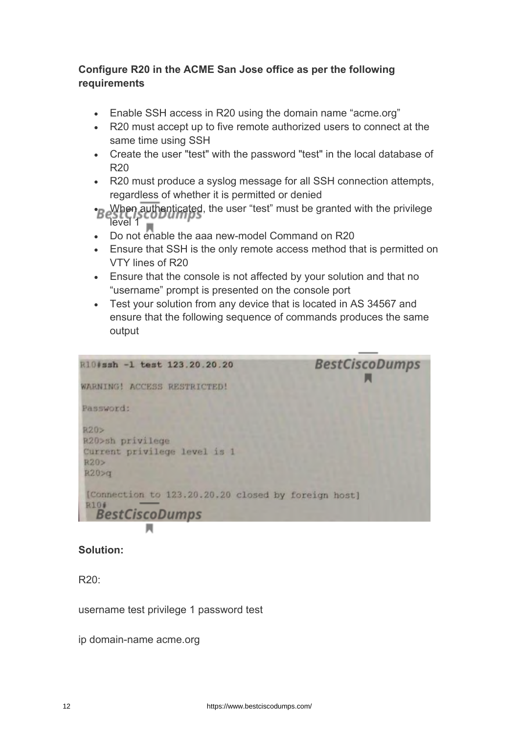**Configure R20 in the ACME San Jose office as per the following requirements**

- Enable SSH access in R20 using the domain name "acme.org"
- R20 must accept up to five remote authorized users to connect at the same time using SSH
- Create the user "test" with the password "test" in the local database of R20
- R20 must produce a syslog message for all SSH connection attempts, regardless of whether it is permitted or denied
- When authenticated, the user "test" must be granted with the privilege level 1
- Do not enable the aaa new-model Command on R20
- Ensure that SSH is the only remote access method that is permitted on VTY lines of R20
- Ensure that the console is not affected by your solution and that no "username" prompt is presented on the console port
- Test your solution from any device that is located in AS 34567 and ensure that the following sequence of commands produces the same output

```
R10#ssh -l test 123.20.20.20

WARNING! ACCESS RESTRICTED!

Password:

R20>
R20>sh privilege
Current privilege level is 1
R20>
R20>q

[Connection to 123.20.20.20 closed by foreign host]
R10#
```

**Solution:**

R20:

username test privilege 1 password test

ip domain-name acme.org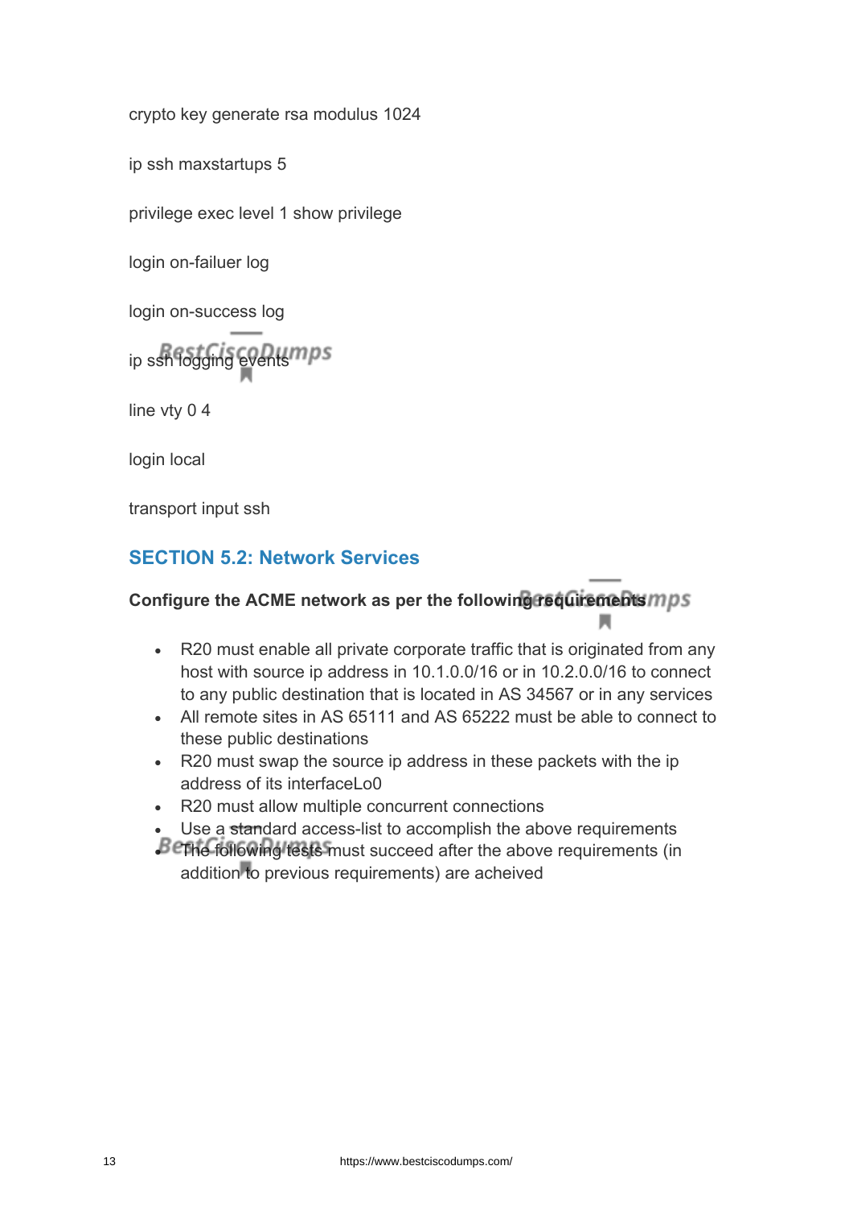crypto key generate rsa modulus 1024

ip ssh maxstartups 5

privilege exec level 1 show privilege

login on-failuer log

login on-success log

ip ssh logging events

line vty 0 4

login local

transport input ssh

## SECTION 5.2: Network Services

**Configure the ACME network as per the following requirements**

- R20 must enable all private corporate traffic that is originated from any host with source ip address in 10.1.0.0/16 or in 10.2.0.0/16 to connect to any public destination that is located in AS 34567 or in any services
- All remote sites in AS 65111 and AS 65222 must be able to connect to these public destinations
- R20 must swap the source ip address in these packets with the ip address of its interfaceLo0
- R20 must allow multiple concurrent connections
- Use a standard access-list to accomplish the above requirements
- The following tests must succeed after the above requirements (in addition to previous requirements) are acheived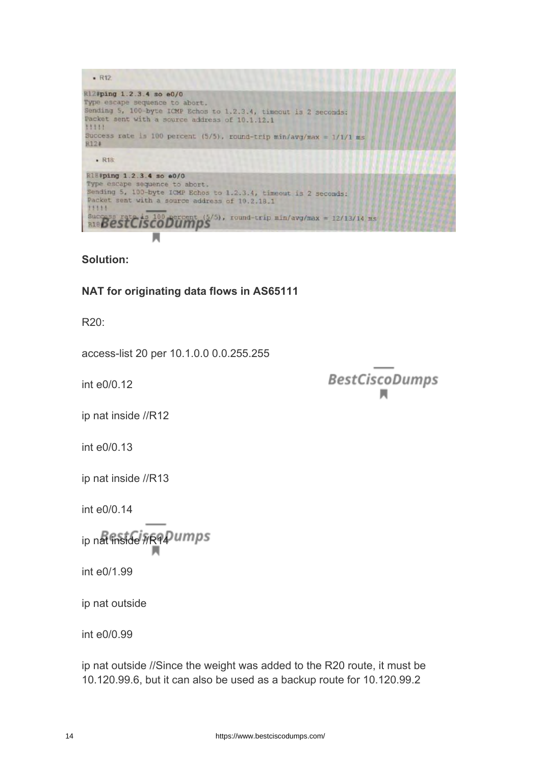- R12:

```
R12#ping 1.2.3.4 so e0/0
Type escape sequence to abort.
Sending 5, 100-byte ICMP Echos to 1.2.3.4, timeout is 2 seconds:
Packet sent with a source address of 10.1.12.1
!!!!!
Success rate is 100 percent (5/5), round-trip min/avg/max = 1/1/1 ms
R12#
```

- R18:

```
R18#ping 1.2.3.4 so e0/0
Type escape sequence to abort.
Sending 5, 100-byte ICMP Echos to 1.2.3.4, timeout is 2 seconds:
Packet sent with a source address of 10.2.18.1
!!!!!
Success rate is 100 percent (5/5), round-trip min/avg/max = 12/13/14 ms
R18#
```

**Solution:**

**NAT for originating data flows in AS65111**

R20:

access-list 20 per 10.1.0.0 0.0.255.255

int e0/0.12

ip nat inside //R12

int e0/0.13

ip nat inside //R13

int e0/0.14

ip nat inside //R14

int e0/1.99

ip nat outside

int e0/0.99

ip nat outside //Since the weight was added to the R20 route, it must be 10.120.99.6, but it can also be used as a backup route for 10.120.99.2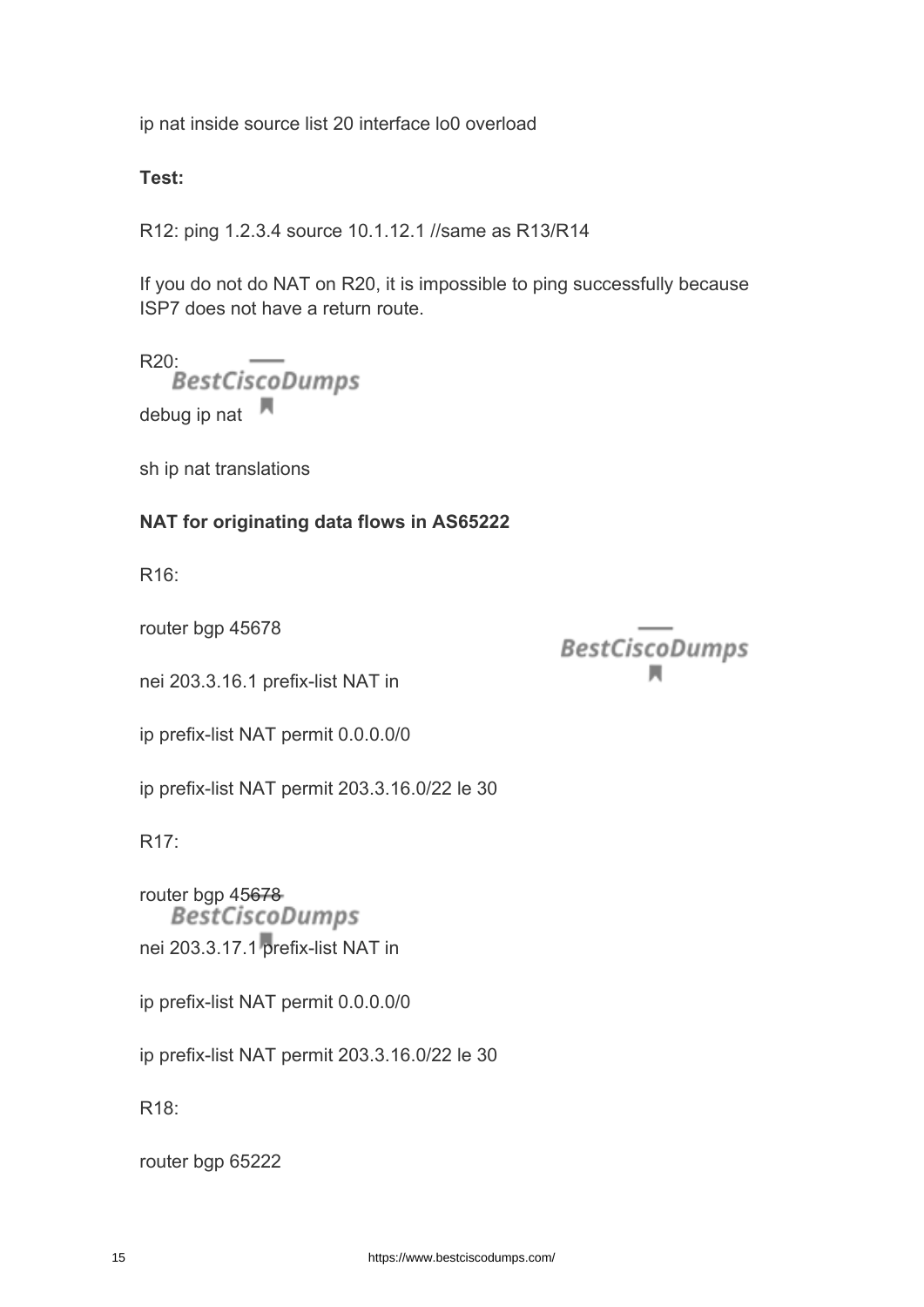ip nat inside source list 20 interface lo0 overload

**Test:**

R12: ping 1.2.3.4 source 10.1.12.1 //same as R13/R14

If you do not do NAT on R20, it is impossible to ping successfully because ISP7 does not have a return route.

R20:

debug ip nat

sh ip nat translations

**NAT for originating data flows in AS65222**

R16:

router bgp 45678

nei 203.3.16.1 prefix-list NAT in

ip prefix-list NAT permit 0.0.0.0/0

ip prefix-list NAT permit 203.3.16.0/22 le 30

R17:

router bgp 45678

nei 203.3.17.1 prefix-list NAT in

ip prefix-list NAT permit 0.0.0.0/0

ip prefix-list NAT permit 203.3.16.0/22 le 30

R18:

router bgp 65222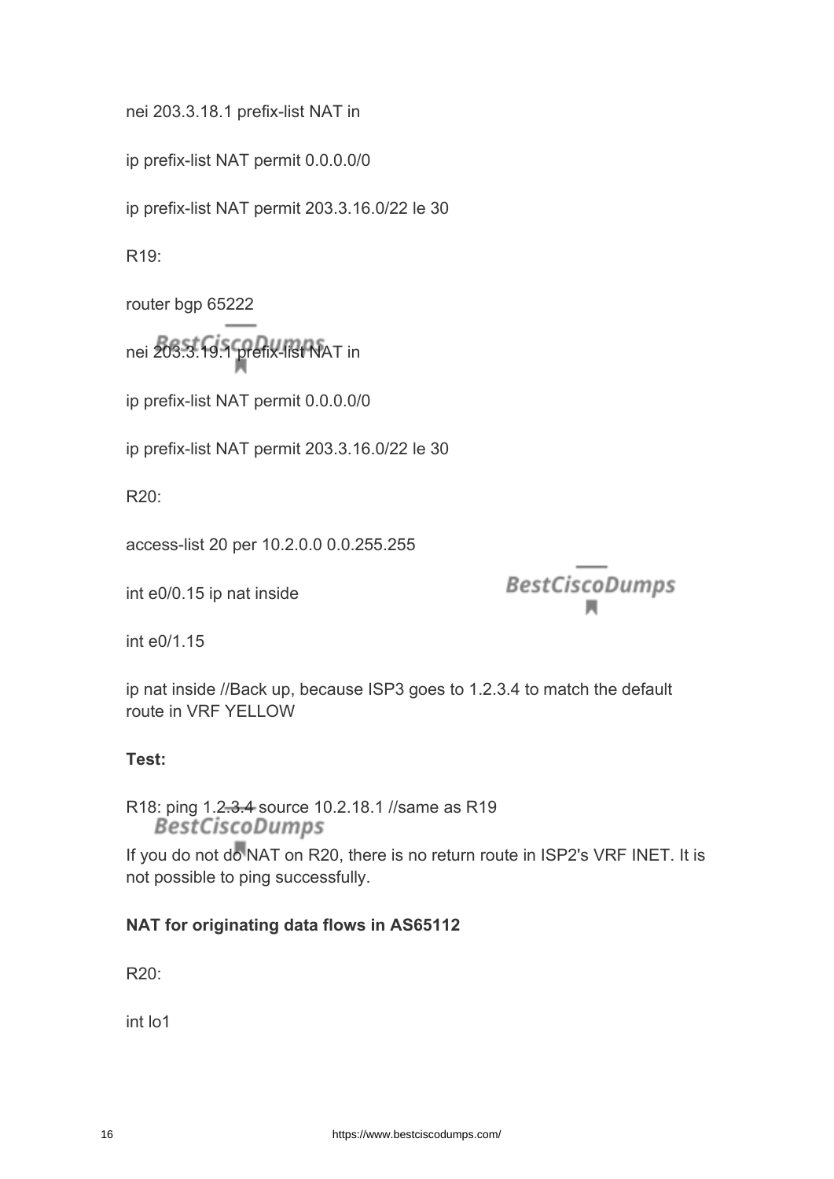nei 203.3.18.1 prefix-list NAT in

ip prefix-list NAT permit 0.0.0.0/0

ip prefix-list NAT permit 203.3.16.0/22 le 30

R19:

router bgp 65222

nei 203.3.19.1 prefix-list NAT in

ip prefix-list NAT permit 0.0.0.0/0

ip prefix-list NAT permit 203.3.16.0/22 le 30

R20:

access-list 20 per 10.2.0.0 0.0.255.255

int e0/0.15 ip nat inside

int e0/1.15

ip nat inside //Back up, because ISP3 goes to 1.2.3.4 to match the default route in VRF YELLOW

**Test:**

R18: ping 1.2.3.4 source 10.2.18.1 //same as R19

If you do not do NAT on R20, there is no return route in ISP2's VRF INET. It is not possible to ping successfully.

**NAT for originating data flows in AS65112**

R20:

int lo1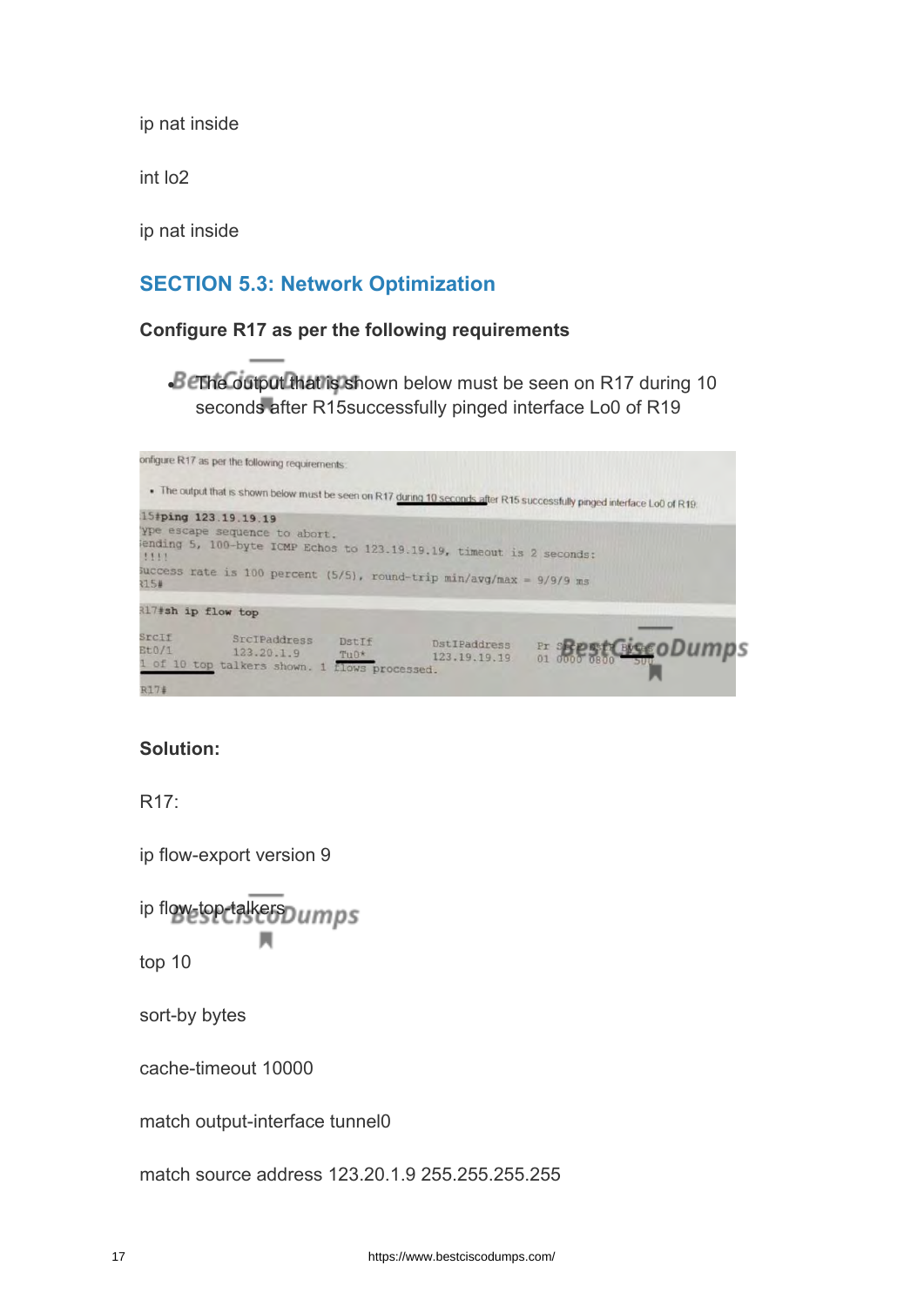ip nat inside

int lo2

ip nat inside

## SECTION 5.3: Network Optimization

**Configure R17 as per the following requirements**

- The output that is shown below must be seen on R17 during 10 seconds after R15successfully pinged interface Lo0 of R19

```
onfigure R17 as per the following requirements:

 • The output that is shown below must be seen on R17 during 10 seconds after R15 successfully pinged interface Lo0 of R19

15#ping 123.19.19.19
ype escape sequence to abort.
ending 5, 100-byte ICMP Echos to 123.19.19.19, timeout is 2 seconds:
!!!!
uccess rate is 100 percent (5/5), round-trip min/avg/max = 9/9/9 ms
15#

R17#sh ip flow top

SrcIf     SrcIPaddress    DstIf     DstIPaddress    Pr SrcP DstP Bytes
Et0/1     123.20.1.9      Tu0*      123.19.19.19    01 0000 0800  500
1 of 10 top talkers shown. 1 flows processed.
R17#
```

**Solution:**

R17:

ip flow-export version 9

ip flow-top-talkers

top 10

sort-by bytes

cache-timeout 10000

match output-interface tunnel0

match source address 123.20.1.9 255.255.255.255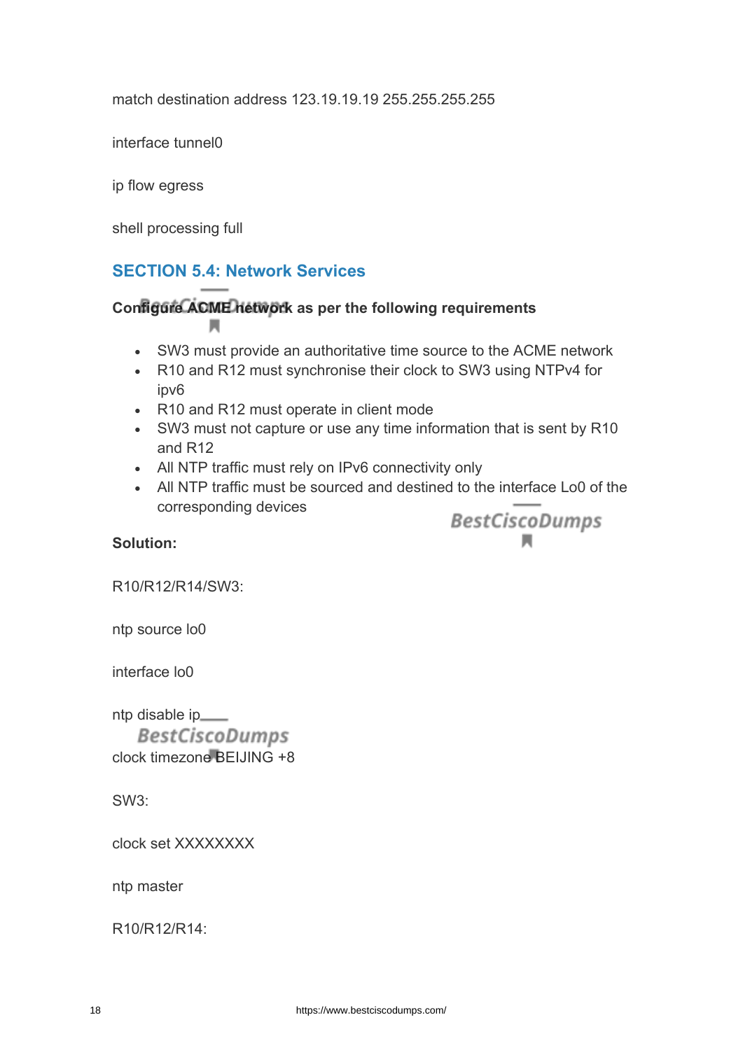match destination address 123.19.19.19 255.255.255.255

interface tunnel0

ip flow egress

shell processing full

## SECTION 5.4: Network Services

**Configure ACME network as per the following requirements**

- SW3 must provide an authoritative time source to the ACME network
- R10 and R12 must synchronise their clock to SW3 using NTPv4 for ipv6
- R10 and R12 must operate in client mode
- SW3 must not capture or use any time information that is sent by R10 and R12
- All NTP traffic must rely on IPv6 connectivity only
- All NTP traffic must be sourced and destined to the interface Lo0 of the corresponding devices

**Solution:**

R10/R12/R14/SW3:

ntp source lo0

interface lo0

ntp disable ip

clock timezone BEIJING +8

SW3:

clock set XXXXXXXX

ntp master

R10/R12/R14: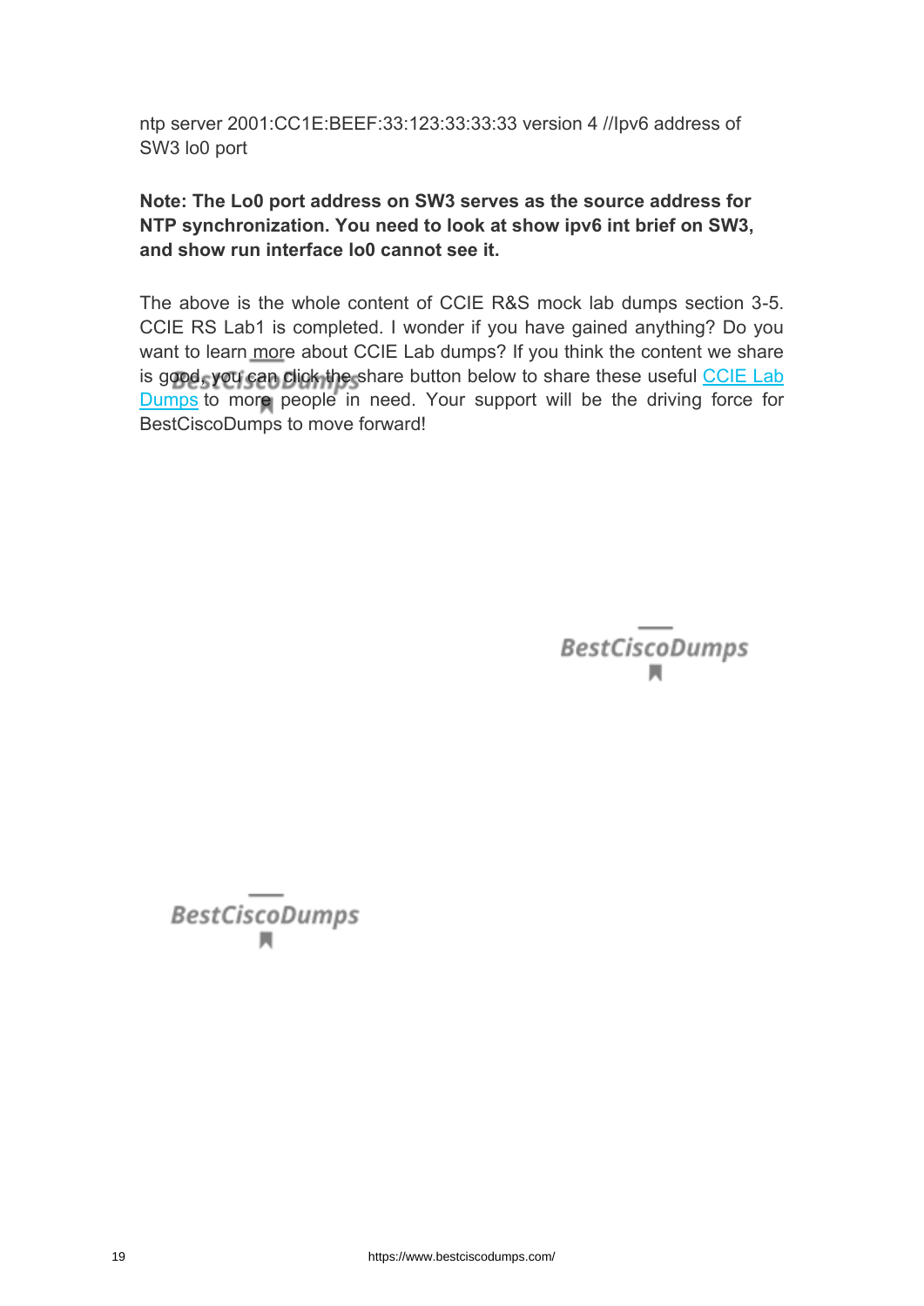ntp server 2001:CC1E:BEEF:33:123:33:33:33 version 4 //Ipv6 address of SW3 lo0 port

**Note: The Lo0 port address on SW3 serves as the source address for NTP synchronization. You need to look at show ipv6 int brief on SW3, and show run interface lo0 cannot see it.**

The above is the whole content of CCIE R&S mock lab dumps section 3-5. CCIE RS Lab1 is completed. I wonder if you have gained anything? Do you want to learn more about CCIE Lab dumps? If you think the content we share is good, you can click the share button below to share these useful [CCIE Lab Dumps](https://www.bestciscodumps.com/) to more people in need. Your support will be the driving force for BestCiscoDumps to move forward!